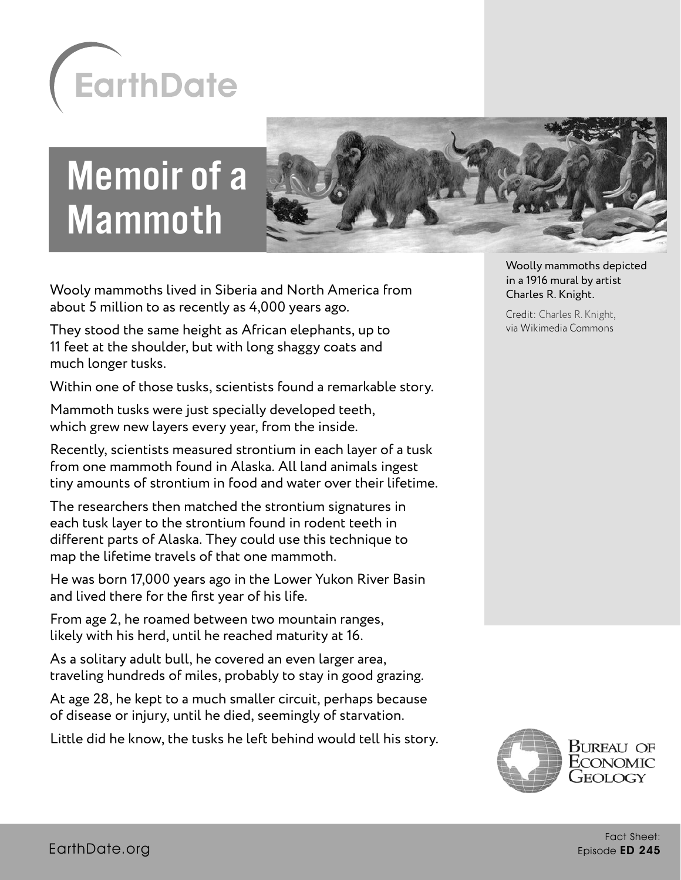EarthDate

# Memoir of a Mammoth

Woolly mammoths depicted in a 1916 mural by artist Charles R. Knight.

Credit: Charles R. Knight, via Wikimedia Commons

Wooly mammoths lived in Siberia and North America from about 5 million to as recently as 4,000 years ago.

They stood the same height as African elephants, up to 11 feet at the shoulder, but with long shaggy coats and much longer tusks.

Within one of those tusks, scientists found a remarkable story.

Mammoth tusks were just specially developed teeth, which grew new layers every year, from the inside.

Recently, scientists measured strontium in each layer of a tusk from one mammoth found in Alaska. All land animals ingest tiny amounts of strontium in food and water over their lifetime.

The researchers then matched the strontium signatures in each tusk layer to the strontium found in rodent teeth in different parts of Alaska. They could use this technique to map the lifetime travels of that one mammoth.

He was born 17,000 years ago in the Lower Yukon River Basin and lived there for the first year of his life.

From age 2, he roamed between two mountain ranges, likely with his herd, until he reached maturity at 16.

As a solitary adult bull, he covered an even larger area, traveling hundreds of miles, probably to stay in good grazing.

At age 28, he kept to a much smaller circuit, perhaps because of disease or injury, until he died, seemingly of starvation.

Little did he know, the tusks he left behind would tell his story.

Bureau of Economic Geology

EarthDate.org

Fact Sheet: Episode **ED 245**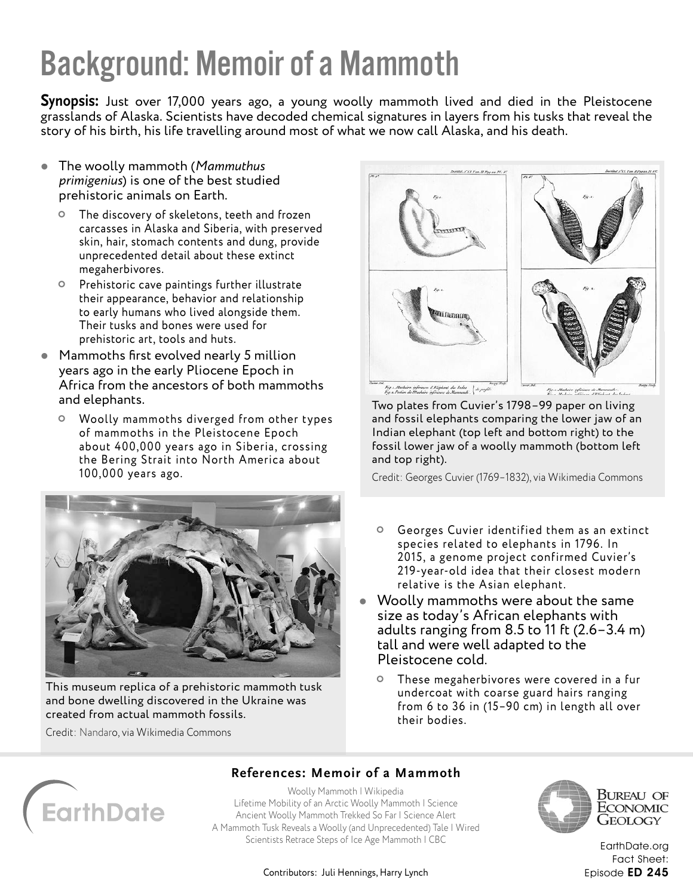# Background: Memoir of a Mammoth

**Synopsis:** Just over 17,000 years ago, a young woolly mammoth lived and died in the Pleistocene grasslands of Alaska. Scientists have decoded chemical signatures in layers from his tusks that reveal the story of his birth, his life travelling around most of what we now call Alaska, and his death.

- The woolly mammoth (*Mammuthus primigenius*) is one of the best studied prehistoric animals on Earth.
  - The discovery of skeletons, teeth and frozen carcasses in Alaska and Siberia, with preserved skin, hair, stomach contents and dung, provide unprecedented detail about these extinct megaherbivores.
  - Prehistoric cave paintings further illustrate their appearance, behavior and relationship to early humans who lived alongside them. Their tusks and bones were used for prehistoric art, tools and huts.
- Mammoths first evolved nearly 5 million years ago in the early Pliocene Epoch in Africa from the ancestors of both mammoths and elephants.
  - Woolly mammoths diverged from other types of mammoths in the Pleistocene Epoch about 400,000 years ago in Siberia, crossing the Bering Strait into North America about 100,000 years ago.
  - Georges Cuvier identified them as an extinct species related to elephants in 1796. In 2015, a genome project confirmed Cuvier's 219-year-old idea that their closest modern relative is the Asian elephant.
- Woolly mammoths were about the same size as today's African elephants with adults ranging from 8.5 to 11 ft (2.6–3.4 m) tall and were well adapted to the Pleistocene cold.
  - These megaherbivores were covered in a fur undercoat with coarse guard hairs ranging from 6 to 36 in (15–90 cm) in length all over their bodies.

Two plates from Cuvier's 1798–99 paper on living and fossil elephants comparing the lower jaw of an Indian elephant (top left and bottom right) to the fossil lower jaw of a woolly mammoth (bottom left and top right).

Credit: Georges Cuvier (1769–1832), via Wikimedia Commons

This museum replica of a prehistoric mammoth tusk and bone dwelling discovered in the Ukraine was created from actual mammoth fossils.

Credit: Nandaro, via Wikimedia Commons

## References: Memoir of a Mammoth

Woolly Mammoth | Wikipedia
Lifetime Mobility of an Arctic Woolly Mammoth | Science
Ancient Woolly Mammoth Trekked So Far | Science Alert
A Mammoth Tusk Reveals a Woolly (and Unprecedented) Tale | Wired
Scientists Retrace Steps of Ice Age Mammoth | CBC

Contributors: Juli Hennings, Harry Lynch

EarthDate.org
Fact Sheet:
Episode **ED 245**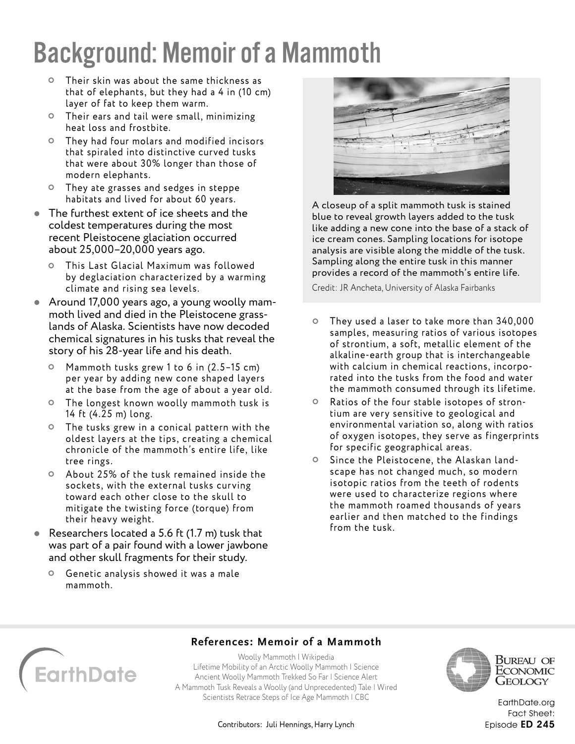# Background: Memoir of a Mammoth

  - Their skin was about the same thickness as that of elephants, but they had a 4 in (10 cm) layer of fat to keep them warm.
  - Their ears and tail were small, minimizing heat loss and frostbite.
  - They had four molars and modified incisors that spiraled into distinctive curved tusks that were about 30% longer than those of modern elephants.
  - They ate grasses and sedges in steppe habitats and lived for about 60 years.
- The furthest extent of ice sheets and the coldest temperatures during the most recent Pleistocene glaciation occurred about 25,000–20,000 years ago.
  - This Last Glacial Maximum was followed by deglaciation characterized by a warming climate and rising sea levels.
- Around 17,000 years ago, a young woolly mammoth lived and died in the Pleistocene grasslands of Alaska. Scientists have now decoded chemical signatures in his tusks that reveal the story of his 28-year life and his death.
  - Mammoth tusks grew 1 to 6 in (2.5–15 cm) per year by adding new cone shaped layers at the base from the age of about a year old.
  - The longest known woolly mammoth tusk is 14 ft (4.25 m) long.
  - The tusks grew in a conical pattern with the oldest layers at the tips, creating a chemical chronicle of the mammoth's entire life, like tree rings.
  - About 25% of the tusk remained inside the sockets, with the external tusks curving toward each other close to the skull to mitigate the twisting force (torque) from their heavy weight.
- Researchers located a 5.6 ft (1.7 m) tusk that was part of a pair found with a lower jawbone and other skull fragments for their study.
  - Genetic analysis showed it was a male mammoth.

A closeup of a split mammoth tusk is stained blue to reveal growth layers added to the tusk like adding a new cone into the base of a stack of ice cream cones. Sampling locations for isotope analysis are visible along the middle of the tusk. Sampling along the entire tusk in this manner provides a record of the mammoth's entire life.

Credit: JR Ancheta, University of Alaska Fairbanks

  - They used a laser to take more than 340,000 samples, measuring ratios of various isotopes of strontium, a soft, metallic element of the alkaline-earth group that is interchangeable with calcium in chemical reactions, incorporated into the tusks from the food and water the mammoth consumed through its lifetime.
  - Ratios of the four stable isotopes of strontium are very sensitive to geological and environmental variation so, along with ratios of oxygen isotopes, they serve as fingerprints for specific geographical areas.
  - Since the Pleistocene, the Alaskan landscape has not changed much, so modern isotopic ratios from the teeth of rodents were used to characterize regions where the mammoth roamed thousands of years earlier and then matched to the findings from the tusk.

## References: Memoir of a Mammoth

Woolly Mammoth | Wikipedia
Lifetime Mobility of an Arctic Woolly Mammoth | Science
Ancient Woolly Mammoth Trekked So Far | Science Alert
A Mammoth Tusk Reveals a Woolly (and Unprecedented) Tale | Wired
Scientists Retrace Steps of Ice Age Mammoth | CBC

Contributors: Juli Hennings, Harry Lynch

EarthDate

Bureau of Economic Geology

EarthDate.org
Fact Sheet:
Episode **ED 245**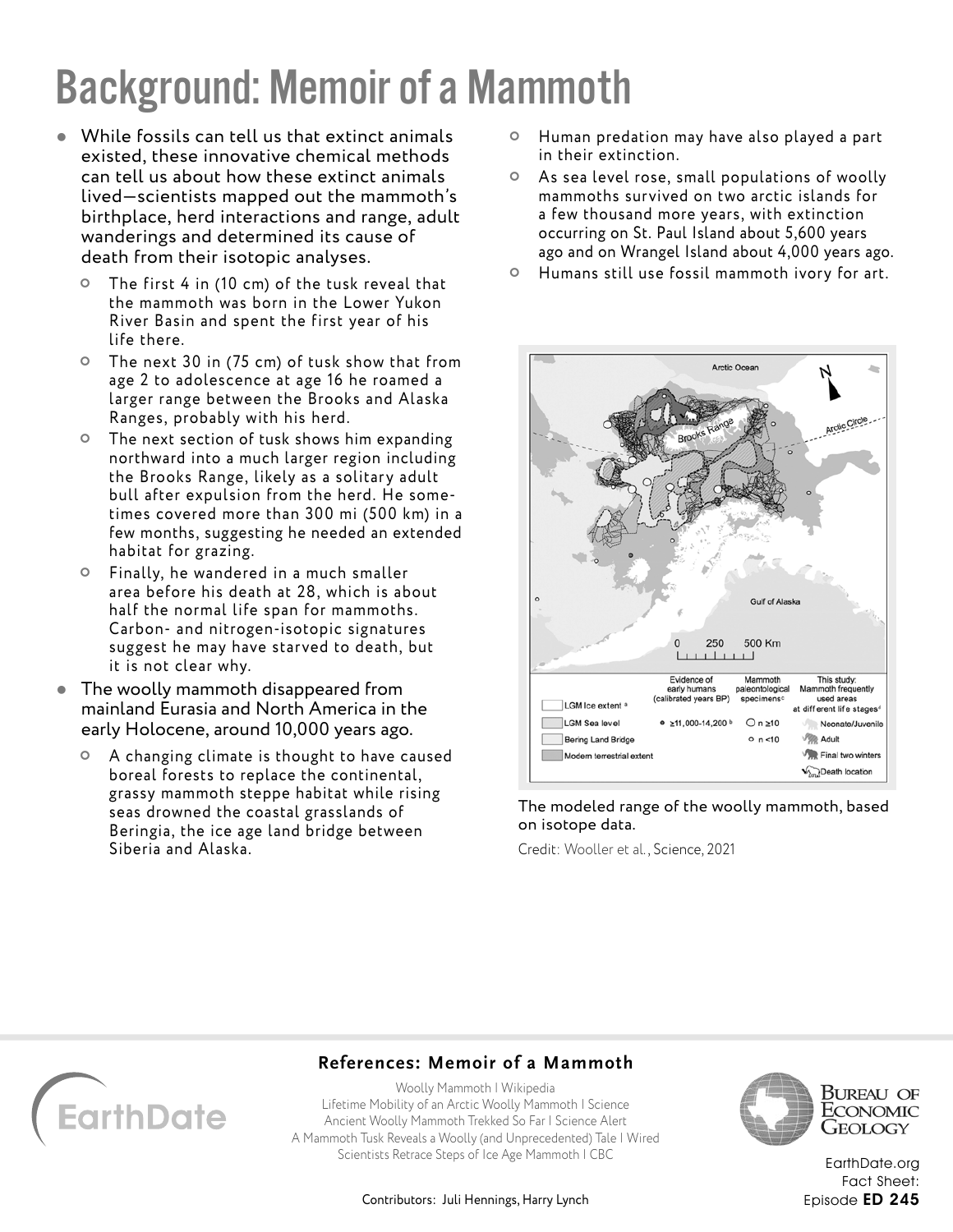# Background: Memoir of a Mammoth

- While fossils can tell us that extinct animals existed, these innovative chemical methods can tell us about how these extinct animals lived—scientists mapped out the mammoth's birthplace, herd interactions and range, adult wanderings and determined its cause of death from their isotopic analyses.
  - The first 4 in (10 cm) of the tusk reveal that the mammoth was born in the Lower Yukon River Basin and spent the first year of his life there.
  - The next 30 in (75 cm) of tusk show that from age 2 to adolescence at age 16 he roamed a larger range between the Brooks and Alaska Ranges, probably with his herd.
  - The next section of tusk shows him expanding northward into a much larger region including the Brooks Range, likely as a solitary adult bull after expulsion from the herd. He sometimes covered more than 300 mi (500 km) in a few months, suggesting he needed an extended habitat for grazing.
  - Finally, he wandered in a much smaller area before his death at 28, which is about half the normal life span for mammoths. Carbon- and nitrogen-isotopic signatures suggest he may have starved to death, but it is not clear why.
- The woolly mammoth disappeared from mainland Eurasia and North America in the early Holocene, around 10,000 years ago.
  - A changing climate is thought to have caused boreal forests to replace the continental, grassy mammoth steppe habitat while rising seas drowned the coastal grasslands of Beringia, the ice age land bridge between Siberia and Alaska.
  - Human predation may have also played a part in their extinction.
  - As sea level rose, small populations of woolly mammoths survived on two arctic islands for a few thousand more years, with extinction occurring on St. Paul Island about 5,600 years ago and on Wrangel Island about 4,000 years ago.
  - Humans still use fossil mammoth ivory for art.

Arctic Ocean
N
Brooks Range
Arctic Circle
Gulf of Alaska
0 250 500 Km

LGM Ice extent [a]
LGM Sea level
Bering Land Bridge
Modern terrestrial extent
Evidence of early humans (calibrated years BP)
≥11,000-14,200 [b]
Mammoth paleontological specimens [c]
n ≥10
n <10
This study: Mammoth frequently used areas at different life stages [d]
Neonate/Juvenile
Adult
Final two winters
Death location

The modeled range of the woolly mammoth, based on isotope data.

Credit: Wooller et al., Science, 2021

## References: Memoir of a Mammoth

Woolly Mammoth | Wikipedia
Lifetime Mobility of an Arctic Woolly Mammoth | Science
Ancient Woolly Mammoth Trekked So Far | Science Alert
A Mammoth Tusk Reveals a Woolly (and Unprecedented) Tale | Wired
Scientists Retrace Steps of Ice Age Mammoth | CBC

Contributors: Juli Hennings, Harry Lynch

EarthDate

Bureau of Economic Geology

EarthDate.org
Fact Sheet:
Episode **ED 245**